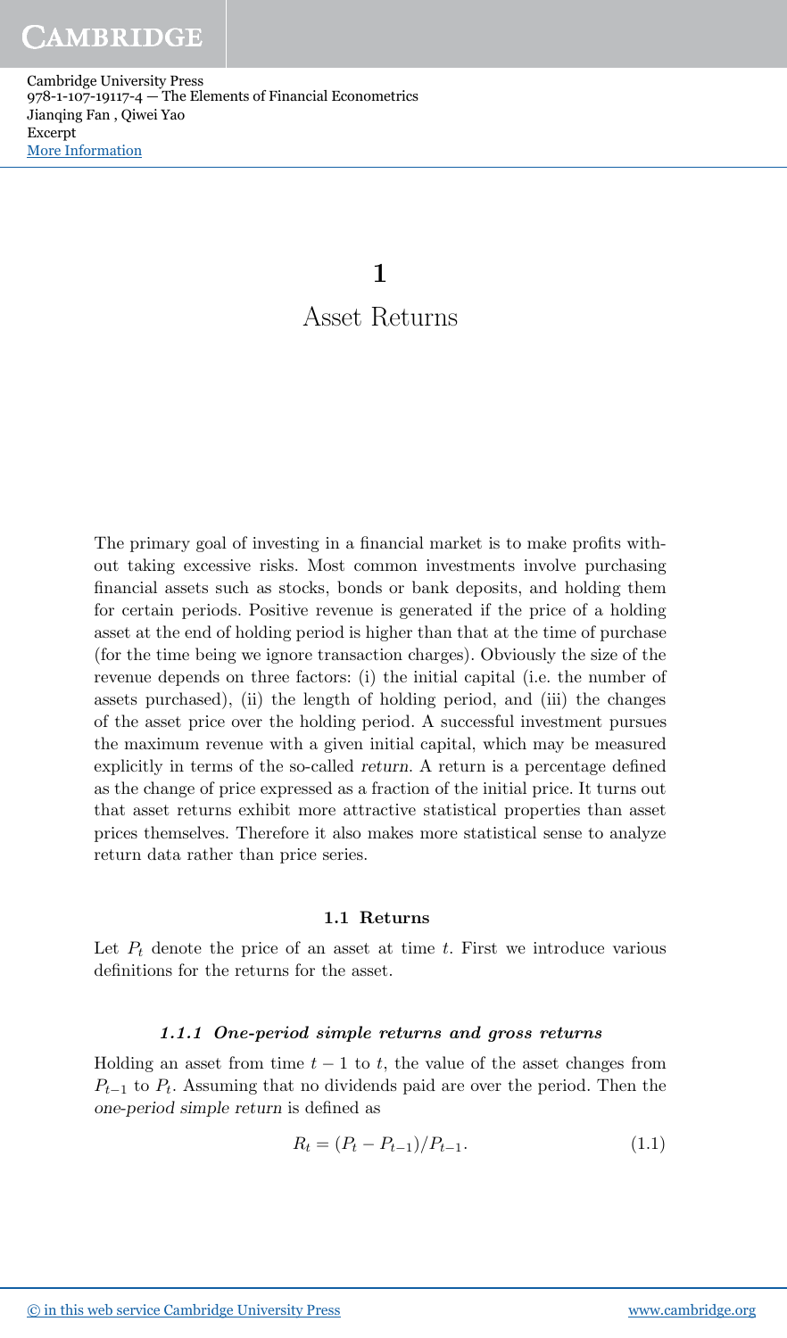# 1

# Asset Returns

The primary goal of investing in a financial market is to make profits without taking excessive risks. Most common investments involve purchasing financial assets such as stocks, bonds or bank deposits, and holding them for certain periods. Positive revenue is generated if the price of a holding asset at the end of holding period is higher than that at the time of purchase (for the time being we ignore transaction charges). Obviously the size of the revenue depends on three factors: (i) the initial capital (i.e. the number of assets purchased), (ii) the length of holding period, and (iii) the changes of the asset price over the holding period. A successful investment pursues the maximum revenue with a given initial capital, which may be measured explicitly in terms of the so-called *return*. A return is a percentage defined as the change of price expressed as a fraction of the initial price. It turns out that asset returns exhibit more attractive statistical properties than asset prices themselves. Therefore it also makes more statistical sense to analyze return data rather than price series.

## 1.1 Returns

Let $P_t$ denote the price of an asset at time $t$. First we introduce various definitions for the returns for the asset.

### 1.1.1 One-period simple returns and gross returns

Holding an asset from time $t-1$ to $t$, the value of the asset changes from $P_{t-1}$ to $P_t$. Assuming that no dividends paid are over the period. Then the *one-period simple return* is defined as

$$R_t = (P_t - P_{t-1})/P_{t-1}. \tag{1.1}$$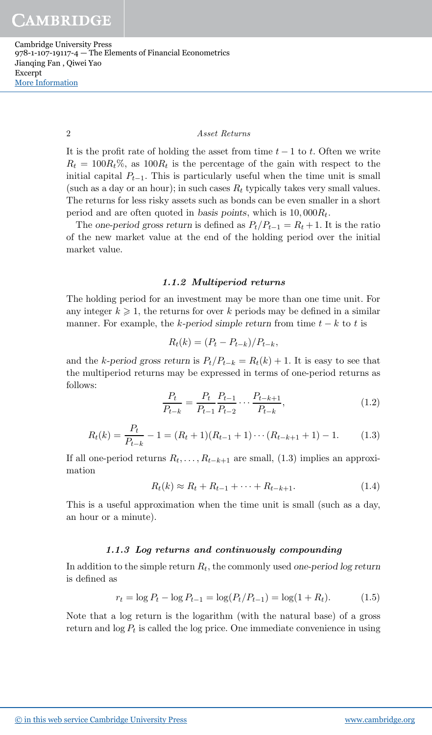It is the profit rate of holding the asset from time $t-1$ to $t$. Often we write $R_t = 100R_t\%$, as $100R_t$ is the percentage of the gain with respect to the initial capital $P_{t-1}$. This is particularly useful when the time unit is small (such as a day or an hour); in such cases $R_t$ typically takes very small values. The returns for less risky assets such as bonds can be even smaller in a short period and are often quoted in *basis points*, which is $10,000R_t$.

The *one-period gross return* is defined as $P_t/P_{t-1} = R_t + 1$. It is the ratio of the new market value at the end of the holding period over the initial market value.

### 1.1.2 Multiperiod returns

The holding period for an investment may be more than one time unit. For any integer $k \geqslant 1$, the returns for over $k$ periods may be defined in a similar manner. For example, the *k-period simple return* from time $t-k$ to $t$ is

$$R_t(k) = (P_t - P_{t-k})/P_{t-k},$$

and the *k-period gross return* is $P_t/P_{t-k} = R_t(k) + 1$. It is easy to see that the multiperiod returns may be expressed in terms of one-period returns as follows:

$$\frac{P_t}{P_{t-k}} = \frac{P_t}{P_{t-1}} \frac{P_{t-1}}{P_{t-2}} \cdots \frac{P_{t-k+1}}{P_{t-k}}, \tag{1.2}$$

$$R_t(k) = \frac{P_t}{P_{t-k}} - 1 = (R_t + 1)(R_{t-1} + 1) \cdots (R_{t-k+1} + 1) - 1. \tag{1.3}$$

If all one-period returns $R_t, \ldots, R_{t-k+1}$ are small, (1.3) implies an approximation

$$R_t(k) \approx R_t + R_{t-1} + \cdots + R_{t-k+1}. \tag{1.4}$$

This is a useful approximation when the time unit is small (such as a day, an hour or a minute).

### 1.1.3 Log returns and continuously compounding

In addition to the simple return $R_t$, the commonly used *one-period log return* is defined as

$$r_t = \log P_t - \log P_{t-1} = \log(P_t/P_{t-1}) = \log(1 + R_t). \tag{1.5}$$

Note that a log return is the logarithm (with the natural base) of a gross return and $\log P_t$ is called the log price. One immediate convenience in using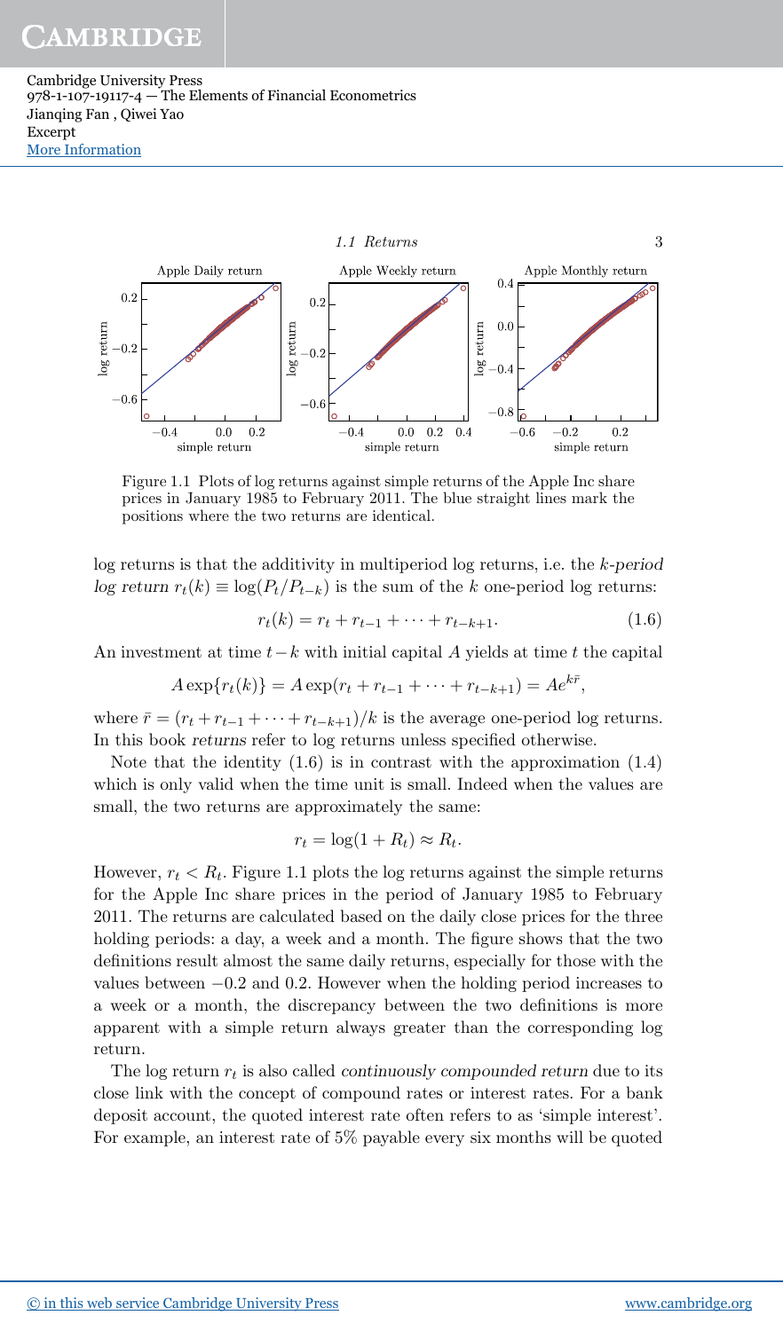Figure 1.1 Plots of log returns against simple returns of the Apple Inc share prices in January 1985 to February 2011. The blue straight lines mark the positions where the two returns are identical.

log returns is that the additivity in multiperiod log returns, i.e. the *k-period log return* $r_t(k) \equiv \log(P_t/P_{t-k})$ is the sum of the $k$ one-period log returns:

$$r_t(k) = r_t + r_{t-1} + \cdots + r_{t-k+1}. \tag{1.6}$$

An investment at time $t-k$ with initial capital $A$ yields at time $t$ the capital

$$A \exp\{r_t(k)\} = A \exp(r_t + r_{t-1} + \cdots + r_{t-k+1}) = Ae^{k\bar{r}},$$

where $\bar{r} = (r_t + r_{t-1} + \cdots + r_{t-k+1})/k$ is the average one-period log returns. In this book *returns* refer to log returns unless specified otherwise.

Note that the identity (1.6) is in contrast with the approximation (1.4) which is only valid when the time unit is small. Indeed when the values are small, the two returns are approximately the same:

$$r_t = \log(1 + R_t) \approx R_t.$$

However, $r_t < R_t$. Figure 1.1 plots the log returns against the simple returns for the Apple Inc share prices in the period of January 1985 to February 2011. The returns are calculated based on the daily close prices for the three holding periods: a day, a week and a month. The figure shows that the two definitions result almost the same daily returns, especially for those with the values between $-0.2$ and $0.2$. However when the holding period increases to a week or a month, the discrepancy between the two definitions is more apparent with a simple return always greater than the corresponding log return.

The log return $r_t$ is also called *continuously compounded return* due to its close link with the concept of compound rates or interest rates. For a bank deposit account, the quoted interest rate often refers to as 'simple interest'. For example, an interest rate of 5% payable every six months will be quoted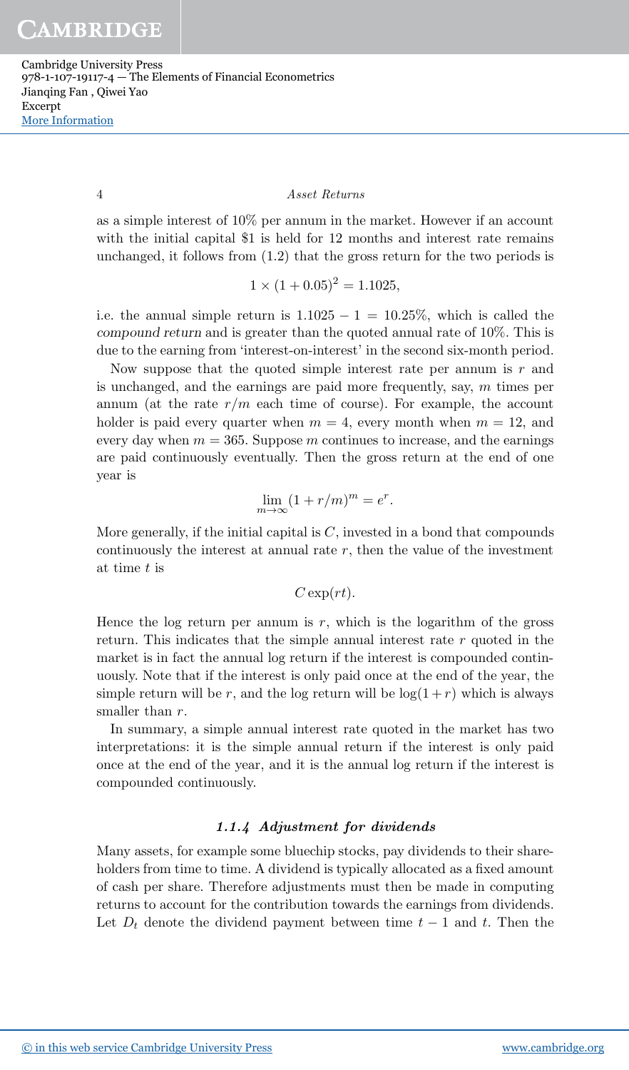as a simple interest of 10% per annum in the market. However if an account with the initial capital \$1 is held for 12 months and interest rate remains unchanged, it follows from (1.2) that the gross return for the two periods is

$$1 \times (1 + 0.05)^2 = 1.1025,$$

i.e. the annual simple return is $1.1025 - 1 = 10.25\%$, which is called the *compound return* and is greater than the quoted annual rate of 10%. This is due to the earning from 'interest-on-interest' in the second six-month period.

Now suppose that the quoted simple interest rate per annum is $r$ and is unchanged, and the earnings are paid more frequently, say, $m$ times per annum (at the rate $r/m$ each time of course). For example, the account holder is paid every quarter when $m = 4$, every month when $m = 12$, and every day when $m = 365$. Suppose $m$ continues to increase, and the earnings are paid continuously eventually. Then the gross return at the end of one year is

$$\lim_{m \to \infty} (1 + r/m)^m = e^r.$$

More generally, if the initial capital is $C$, invested in a bond that compounds continuously the interest at annual rate $r$, then the value of the investment at time $t$ is

$$C \exp(rt).$$

Hence the log return per annum is $r$, which is the logarithm of the gross return. This indicates that the simple annual interest rate $r$ quoted in the market is in fact the annual log return if the interest is compounded continuously. Note that if the interest is only paid once at the end of the year, the simple return will be $r$, and the log return will be $\log(1+r)$ which is always smaller than $r$.

In summary, a simple annual interest rate quoted in the market has two interpretations: it is the simple annual return if the interest is only paid once at the end of the year, and it is the annual log return if the interest is compounded continuously.

### 1.1.4 Adjustment for dividends

Many assets, for example some bluechip stocks, pay dividends to their shareholders from time to time. A dividend is typically allocated as a fixed amount of cash per share. Therefore adjustments must then be made in computing returns to account for the contribution towards the earnings from dividends. Let $D_t$ denote the dividend payment between time $t - 1$ and $t$. Then the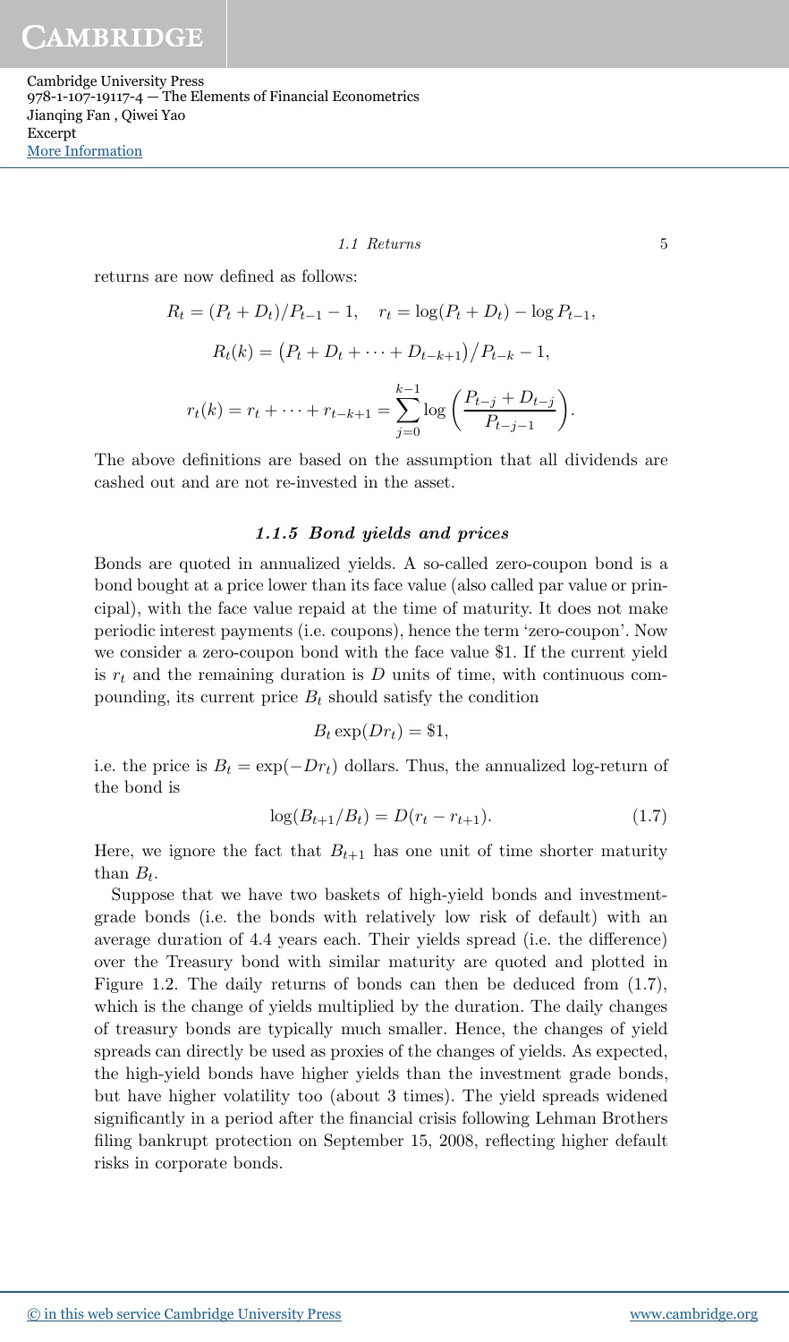returns are now defined as follows:

$$R_t = (P_t + D_t)/P_{t-1} - 1, \quad r_t = \log(P_t + D_t) - \log P_{t-1},$$

$$R_t(k) = \big(P_t + D_t + \cdots + D_{t-k+1}\big)\big/P_{t-k} - 1,$$

$$r_t(k) = r_t + \cdots + r_{t-k+1} = \sum_{j=0}^{k-1} \log\left(\frac{P_{t-j} + D_{t-j}}{P_{t-j-1}}\right).$$

The above definitions are based on the assumption that all dividends are cashed out and are not re-invested in the asset.

### *1.1.5 Bond yields and prices*

Bonds are quoted in annualized yields. A so-called zero-coupon bond is a bond bought at a price lower than its face value (also called par value or principal), with the face value repaid at the time of maturity. It does not make periodic interest payments (i.e. coupons), hence the term 'zero-coupon'. Now we consider a zero-coupon bond with the face value \$1. If the current yield is $r_t$ and the remaining duration is $D$ units of time, with continuous compounding, its current price $B_t$ should satisfy the condition

$$B_t \exp(Dr_t) = \$1,$$

i.e. the price is $B_t = \exp(-Dr_t)$ dollars. Thus, the annualized log-return of the bond is

$$\log(B_{t+1}/B_t) = D(r_t - r_{t+1}). \tag{1.7}$$

Here, we ignore the fact that $B_{t+1}$ has one unit of time shorter maturity than $B_t$.

Suppose that we have two baskets of high-yield bonds and investment-grade bonds (i.e. the bonds with relatively low risk of default) with an average duration of 4.4 years each. Their yields spread (i.e. the difference) over the Treasury bond with similar maturity are quoted and plotted in Figure 1.2. The daily returns of bonds can then be deduced from (1.7), which is the change of yields multiplied by the duration. The daily changes of treasury bonds are typically much smaller. Hence, the changes of yield spreads can directly be used as proxies of the changes of yields. As expected, the high-yield bonds have higher yields than the investment grade bonds, but have higher volatility too (about 3 times). The yield spreads widened significantly in a period after the financial crisis following Lehman Brothers filing bankrupt protection on September 15, 2008, reflecting higher default risks in corporate bonds.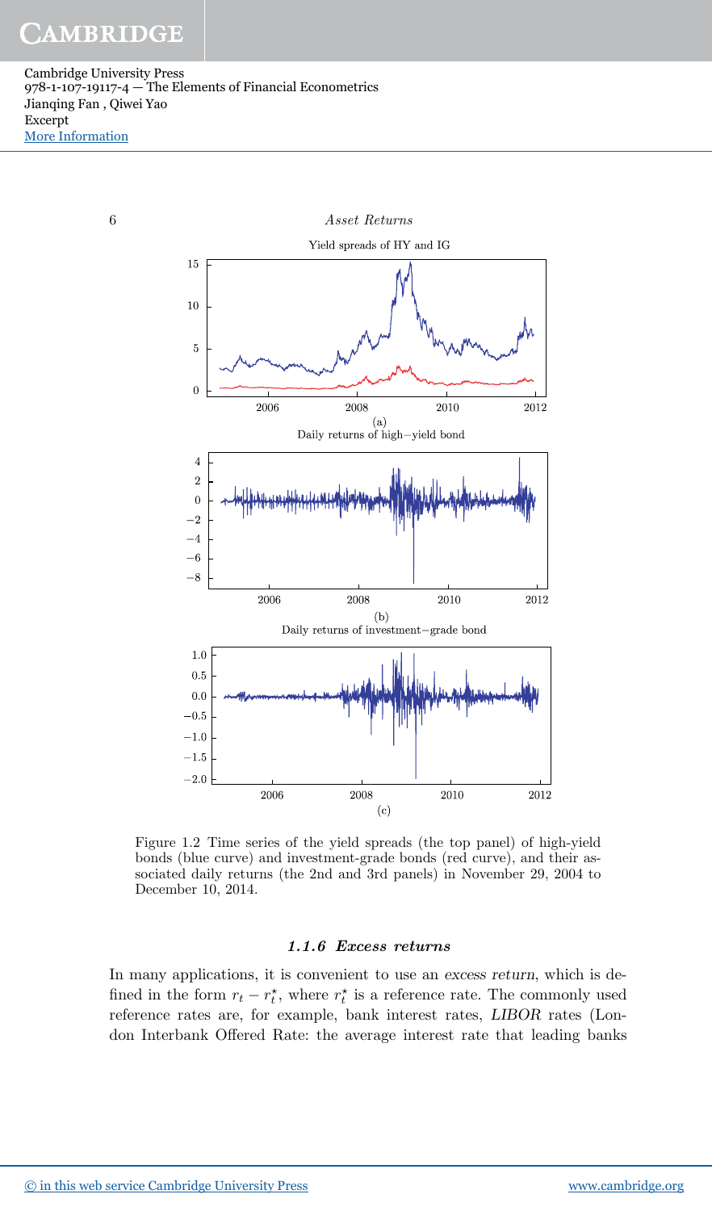Figure 1.2 Time series of the yield spreads (the top panel) of high-yield bonds (blue curve) and investment-grade bonds (red curve), and their associated daily returns (the 2nd and 3rd panels) in November 29, 2004 to December 10, 2014.

### 1.1.6 Excess returns

In many applications, it is convenient to use an *excess return*, which is defined in the form $r_t - r_t^\star$, where $r_t^\star$ is a reference rate. The commonly used reference rates are, for example, bank interest rates, *LIBOR* rates (London Interbank Offered Rate: the average interest rate that leading banks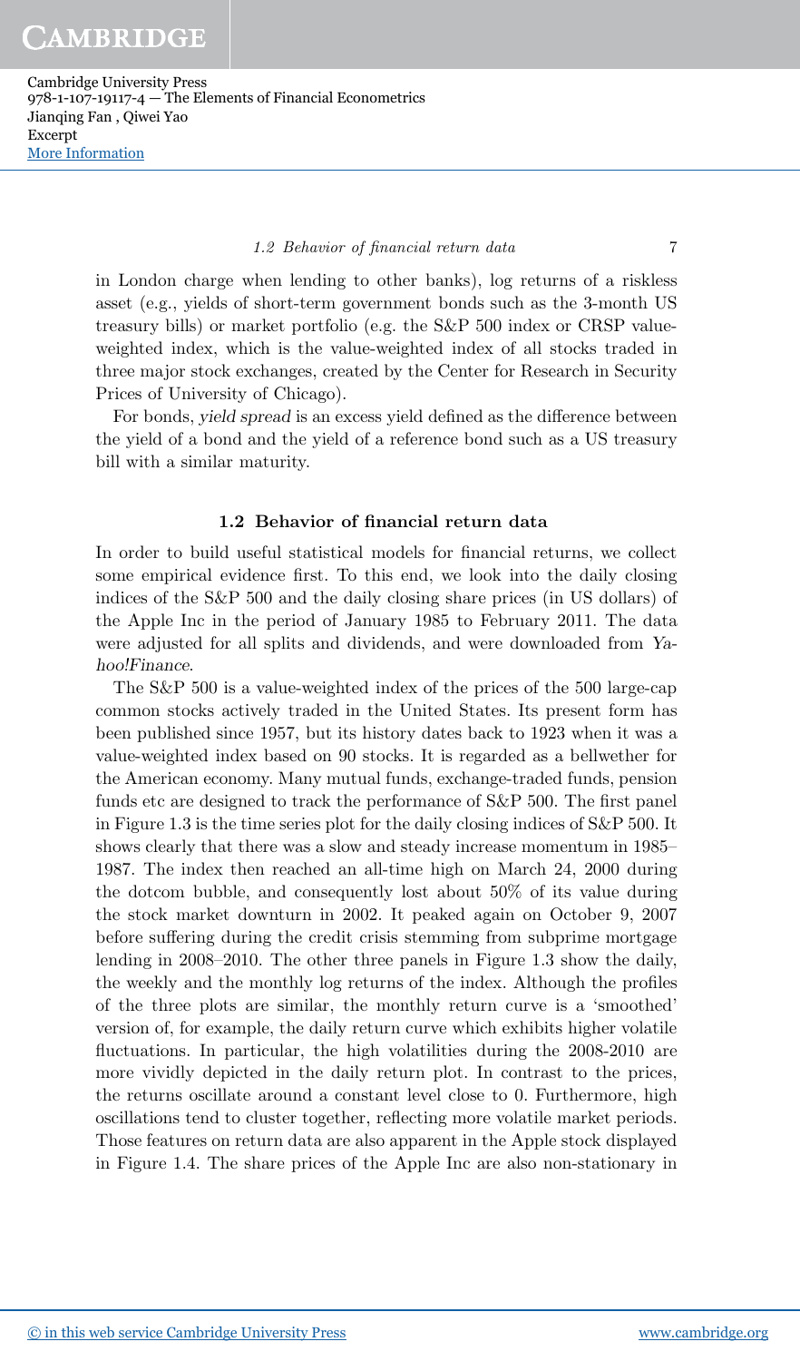in London charge when lending to other banks), log returns of a riskless asset (e.g., yields of short-term government bonds such as the 3-month US treasury bills) or market portfolio (e.g. the S&P 500 index or CRSP value-weighted index, which is the value-weighted index of all stocks traded in three major stock exchanges, created by the Center for Research in Security Prices of University of Chicago).

For bonds, *yield spread* is an excess yield defined as the difference between the yield of a bond and the yield of a reference bond such as a US treasury bill with a similar maturity.

## 1.2 Behavior of financial return data

In order to build useful statistical models for financial returns, we collect some empirical evidence first. To this end, we look into the daily closing indices of the S&P 500 and the daily closing share prices (in US dollars) of the Apple Inc in the period of January 1985 to February 2011. The data were adjusted for all splits and dividends, and were downloaded from *Yahoo!Finance*.

The S&P 500 is a value-weighted index of the prices of the 500 large-cap common stocks actively traded in the United States. Its present form has been published since 1957, but its history dates back to 1923 when it was a value-weighted index based on 90 stocks. It is regarded as a bellwether for the American economy. Many mutual funds, exchange-traded funds, pension funds etc are designed to track the performance of S&P 500. The first panel in Figure 1.3 is the time series plot for the daily closing indices of S&P 500. It shows clearly that there was a slow and steady increase momentum in 1985–1987. The index then reached an all-time high on March 24, 2000 during the dotcom bubble, and consequently lost about 50% of its value during the stock market downturn in 2002. It peaked again on October 9, 2007 before suffering during the credit crisis stemming from subprime mortgage lending in 2008–2010. The other three panels in Figure 1.3 show the daily, the weekly and the monthly log returns of the index. Although the profiles of the three plots are similar, the monthly return curve is a 'smoothed' version of, for example, the daily return curve which exhibits higher volatile fluctuations. In particular, the high volatilities during the 2008-2010 are more vividly depicted in the daily return plot. In contrast to the prices, the returns oscillate around a constant level close to 0. Furthermore, high oscillations tend to cluster together, reflecting more volatile market periods. Those features on return data are also apparent in the Apple stock displayed in Figure 1.4. The share prices of the Apple Inc are also non-stationary in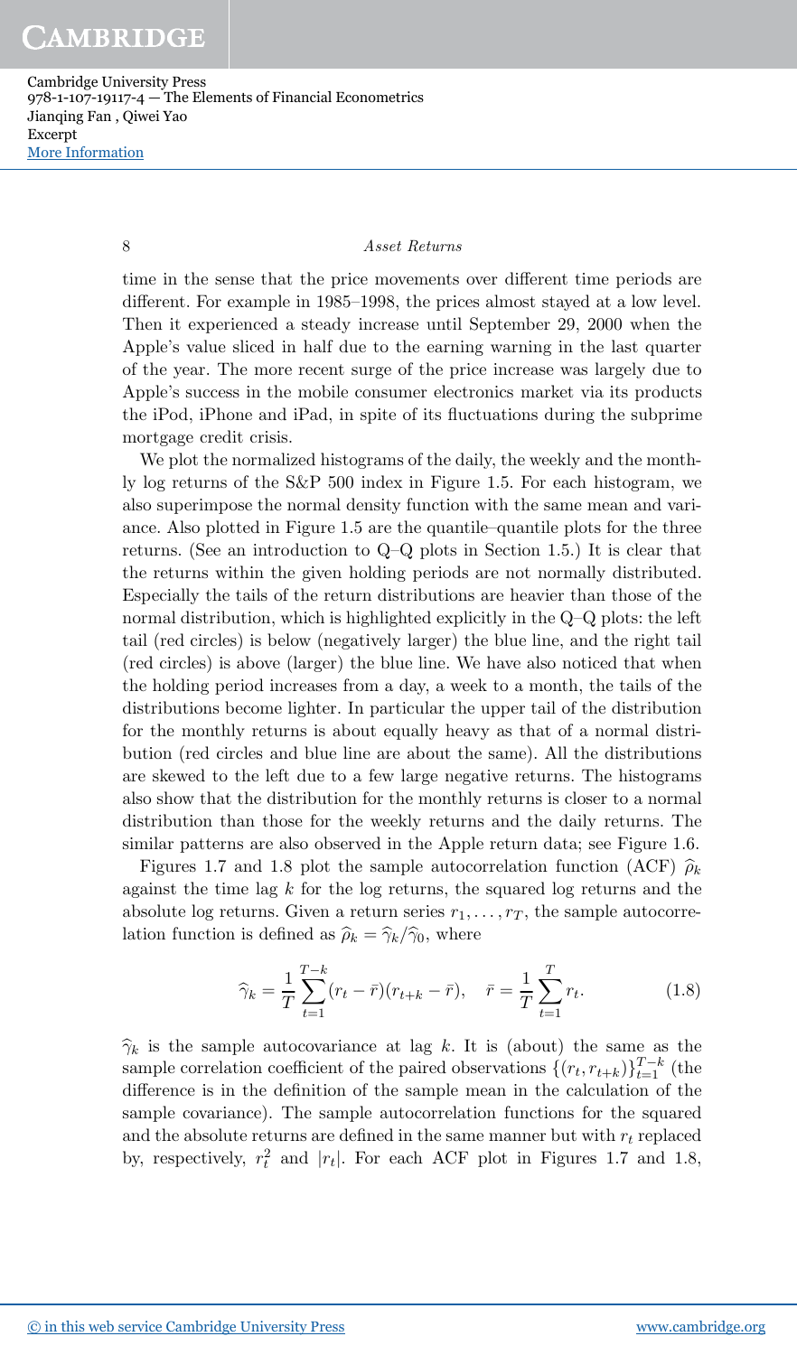time in the sense that the price movements over different time periods are different. For example in 1985–1998, the prices almost stayed at a low level. Then it experienced a steady increase until September 29, 2000 when the Apple's value sliced in half due to the earning warning in the last quarter of the year. The more recent surge of the price increase was largely due to Apple's success in the mobile consumer electronics market via its products the iPod, iPhone and iPad, in spite of its fluctuations during the subprime mortgage credit crisis.

We plot the normalized histograms of the daily, the weekly and the monthly log returns of the S&P 500 index in Figure 1.5. For each histogram, we also superimpose the normal density function with the same mean and variance. Also plotted in Figure 1.5 are the quantile–quantile plots for the three returns. (See an introduction to Q–Q plots in Section 1.5.) It is clear that the returns within the given holding periods are not normally distributed. Especially the tails of the return distributions are heavier than those of the normal distribution, which is highlighted explicitly in the Q–Q plots: the left tail (red circles) is below (negatively larger) the blue line, and the right tail (red circles) is above (larger) the blue line. We have also noticed that when the holding period increases from a day, a week to a month, the tails of the distributions become lighter. In particular the upper tail of the distribution for the monthly returns is about equally heavy as that of a normal distribution (red circles and blue line are about the same). All the distributions are skewed to the left due to a few large negative returns. The histograms also show that the distribution for the monthly returns is closer to a normal distribution than those for the weekly returns and the daily returns. The similar patterns are also observed in the Apple return data; see Figure 1.6.

Figures 1.7 and 1.8 plot the sample autocorrelation function (ACF) $\widehat{\rho}_k$ against the time lag $k$ for the log returns, the squared log returns and the absolute log returns. Given a return series $r_1, \ldots, r_T$, the sample autocorrelation function is defined as $\widehat{\rho}_k = \widehat{\gamma}_k / \widehat{\gamma}_0$, where

$$\widehat{\gamma}_k = \frac{1}{T} \sum_{t=1}^{T-k} (r_t - \bar{r})(r_{t+k} - \bar{r}), \quad \bar{r} = \frac{1}{T} \sum_{t=1}^{T} r_t. \tag{1.8}$$

$\widehat{\gamma}_k$ is the sample autocovariance at lag $k$. It is (about) the same as the sample correlation coefficient of the paired observations $\{(r_t, r_{t+k})\}_{t=1}^{T-k}$ (the difference is in the definition of the sample mean in the calculation of the sample covariance). The sample autocorrelation functions for the squared and the absolute returns are defined in the same manner but with $r_t$ replaced by, respectively, $r_t^2$ and $|r_t|$. For each ACF plot in Figures 1.7 and 1.8,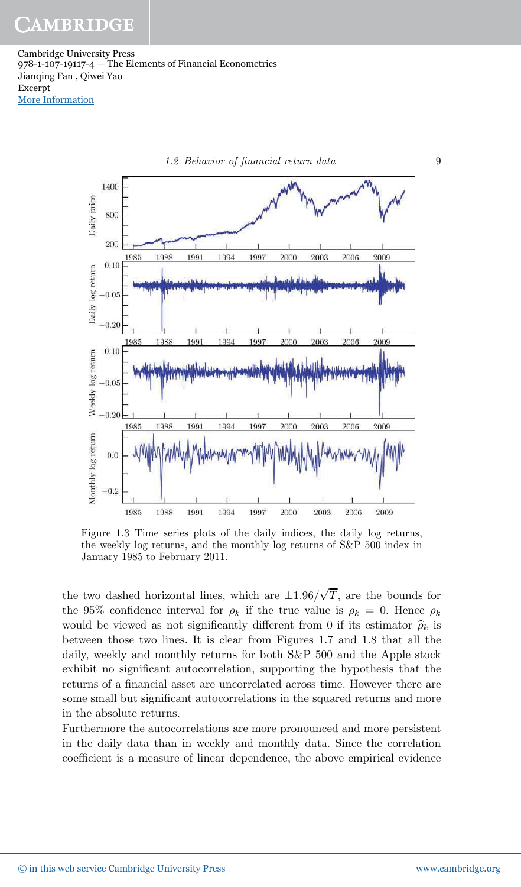Figure 1.3 Time series plots of the daily indices, the daily log returns, the weekly log returns, and the monthly log returns of S&P 500 index in January 1985 to February 2011.

the two dashed horizontal lines, which are $\pm 1.96/\sqrt{T}$, are the bounds for the 95% confidence interval for $\rho_k$ if the true value is $\rho_k = 0$. Hence $\rho_k$ would be viewed as not significantly different from 0 if its estimator $\widehat{\rho}_k$ is between those two lines. It is clear from Figures 1.7 and 1.8 that all the daily, weekly and monthly returns for both S&P 500 and the Apple stock exhibit no significant autocorrelation, supporting the hypothesis that the returns of a financial asset are uncorrelated across time. However there are some small but significant autocorrelations in the squared returns and more in the absolute returns.

Furthermore the autocorrelations are more pronounced and more persistent in the daily data than in weekly and monthly data. Since the correlation coefficient is a measure of linear dependence, the above empirical evidence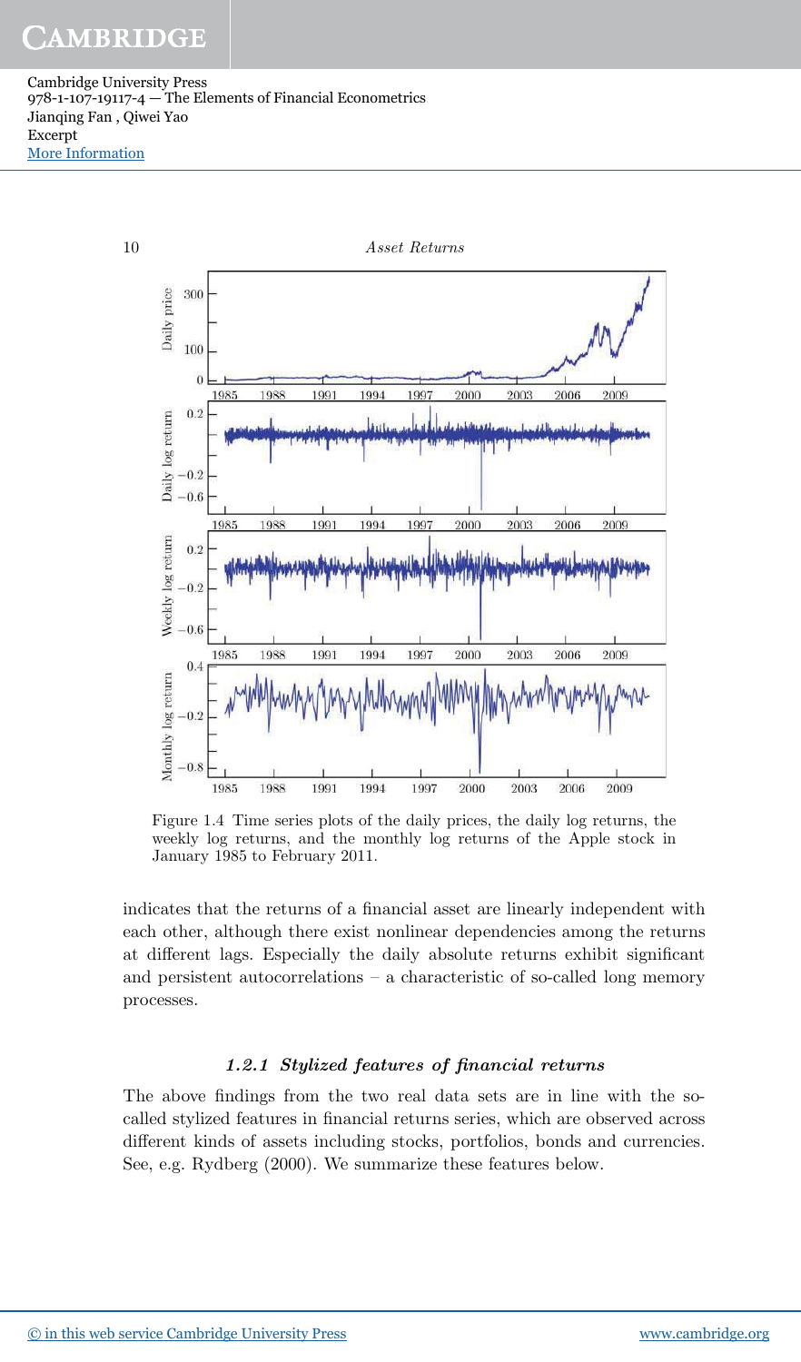Daily price

300

100

0

1985 1988 1991 1994 1997 2000 2003 2006 2009

Daily log return

0.2

−0.2

−0.6

1985 1988 1991 1994 1997 2000 2003 2006 2009

Weekly log return

0.2

−0.2

−0.6

1985 1988 1991 1994 1997 2000 2003 2006 2009

Monthly log return

0.4

−0.2

−0.8

1985 1988 1991 1994 1997 2000 2003 2006 2009

Figure 1.4 Time series plots of the daily prices, the daily log returns, the weekly log returns, and the monthly log returns of the Apple stock in January 1985 to February 2011.

indicates that the returns of a financial asset are linearly independent with each other, although there exist nonlinear dependencies among the returns at different lags. Especially the daily absolute returns exhibit significant and persistent autocorrelations – a characteristic of so-called long memory processes.

### *1.2.1 Stylized features of financial returns*

The above findings from the two real data sets are in line with the so-called stylized features in financial returns series, which are observed across different kinds of assets including stocks, portfolios, bonds and currencies. See, e.g. Rydberg (2000). We summarize these features below.